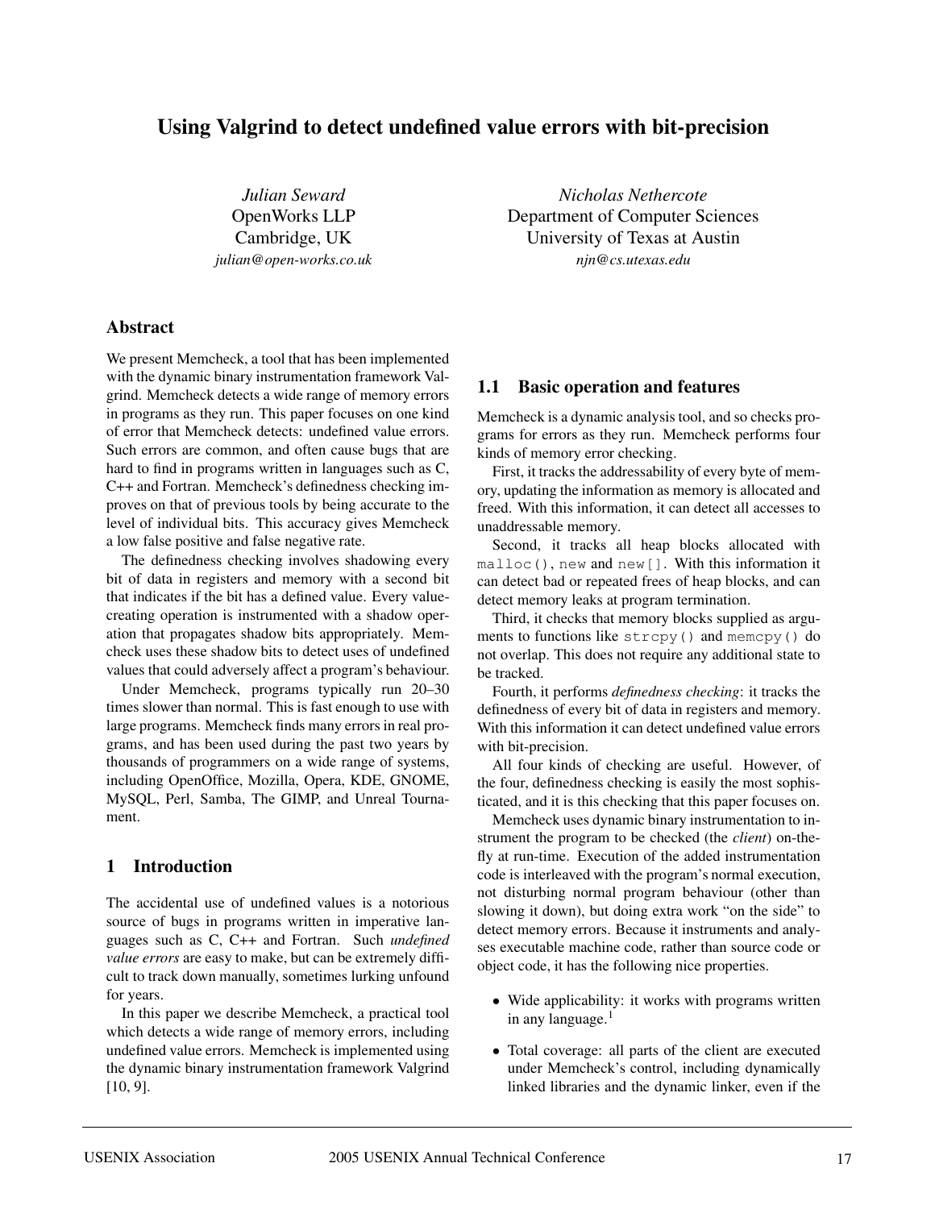# Using Valgrind to detect undefined value errors with bit-precision

*Julian Seward*
OpenWorks LLP
Cambridge, UK
*julian@open-works.co.uk*

*Nicholas Nethercote*
Department of Computer Sciences
University of Texas at Austin
*njn@cs.utexas.edu*

## Abstract

We present Memcheck, a tool that has been implemented with the dynamic binary instrumentation framework Valgrind. Memcheck detects a wide range of memory errors in programs as they run. This paper focuses on one kind of error that Memcheck detects: undefined value errors. Such errors are common, and often cause bugs that are hard to find in programs written in languages such as C, C++ and Fortran. Memcheck's definedness checking improves on that of previous tools by being accurate to the level of individual bits. This accuracy gives Memcheck a low false positive and false negative rate.

The definedness checking involves shadowing every bit of data in registers and memory with a second bit that indicates if the bit has a defined value. Every value-creating operation is instrumented with a shadow operation that propagates shadow bits appropriately. Memcheck uses these shadow bits to detect uses of undefined values that could adversely affect a program's behaviour.

Under Memcheck, programs typically run 20–30 times slower than normal. This is fast enough to use with large programs. Memcheck finds many errors in real programs, and has been used during the past two years by thousands of programmers on a wide range of systems, including OpenOffice, Mozilla, Opera, KDE, GNOME, MySQL, Perl, Samba, The GIMP, and Unreal Tournament.

## 1 Introduction

The accidental use of undefined values is a notorious source of bugs in programs written in imperative languages such as C, C++ and Fortran. Such *undefined value errors* are easy to make, but can be extremely difficult to track down manually, sometimes lurking unfound for years.

In this paper we describe Memcheck, a practical tool which detects a wide range of memory errors, including undefined value errors. Memcheck is implemented using the dynamic binary instrumentation framework Valgrind [10, 9].

### 1.1 Basic operation and features

Memcheck is a dynamic analysis tool, and so checks programs for errors as they run. Memcheck performs four kinds of memory error checking.

First, it tracks the addressability of every byte of memory, updating the information as memory is allocated and freed. With this information, it can detect all accesses to unaddressable memory.

Second, it tracks all heap blocks allocated with `malloc()`, `new` and `new[]`. With this information it can detect bad or repeated frees of heap blocks, and can detect memory leaks at program termination.

Third, it checks that memory blocks supplied as arguments to functions like `strcpy()` and `memcpy()` do not overlap. This does not require any additional state to be tracked.

Fourth, it performs *definedness checking*: it tracks the definedness of every bit of data in registers and memory. With this information it can detect undefined value errors with bit-precision.

All four kinds of checking are useful. However, of the four, definedness checking is easily the most sophisticated, and it is this checking that this paper focuses on.

Memcheck uses dynamic binary instrumentation to instrument the program to be checked (the *client*) on-the-fly at run-time. Execution of the added instrumentation code is interleaved with the program's normal execution, not disturbing normal program behaviour (other than slowing it down), but doing extra work "on the side" to detect memory errors. Because it instruments and analyses executable machine code, rather than source code or object code, it has the following nice properties.

- Wide applicability: it works with programs written in any language.[1]
- Total coverage: all parts of the client are executed under Memcheck's control, including dynamically linked libraries and the dynamic linker, even if the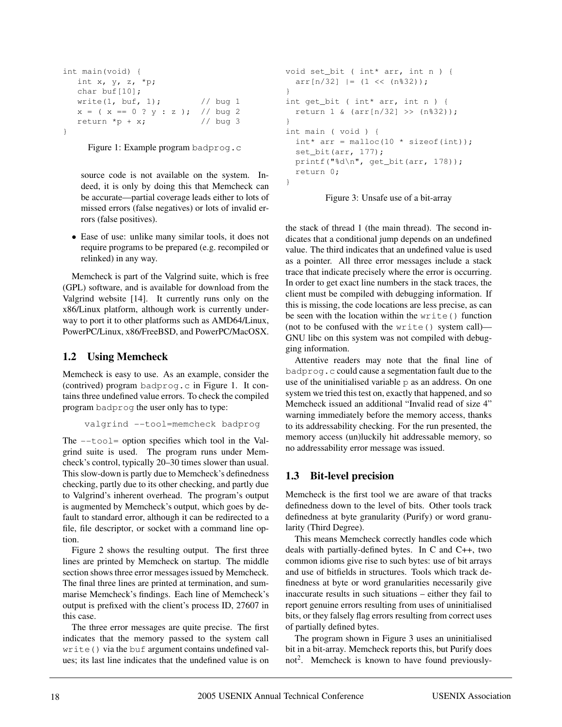```
int main(void) {
   int x, y, z, *p;
   char buf[10];
   write(1, buf, 1);          // bug 1
   x = ( x == 0 ? y : z );   // bug 2
   return *p + x;             // bug 3
}
```

Figure 1: Example program badprog.c

source code is not available on the system. Indeed, it is only by doing this that Memcheck can be accurate—partial coverage leads either to lots of missed errors (false negatives) or lots of invalid errors (false positives).

- Ease of use: unlike many similar tools, it does not require programs to be prepared (e.g. recompiled or relinked) in any way.

Memcheck is part of the Valgrind suite, which is free (GPL) software, and is available for download from the Valgrind website [14]. It currently runs only on the x86/Linux platform, although work is currently underway to port it to other platforms such as AMD64/Linux, PowerPC/Linux, x86/FreeBSD, and PowerPC/MacOSX.

## 1.2 Using Memcheck

Memcheck is easy to use. As an example, consider the (contrived) program badprog.c in Figure 1. It contains three undefined value errors. To check the compiled program badprog the user only has to type:

```
valgrind --tool=memcheck badprog
```

The --tool= option specifies which tool in the Valgrind suite is used. The program runs under Memcheck's control, typically 20–30 times slower than usual. This slow-down is partly due to Memcheck's definedness checking, partly due to its other checking, and partly due to Valgrind's inherent overhead. The program's output is augmented by Memcheck's output, which goes by default to standard error, although it can be redirected to a file, file descriptor, or socket with a command line option.

Figure 2 shows the resulting output. The first three lines are printed by Memcheck on startup. The middle section shows three error messages issued by Memcheck. The final three lines are printed at termination, and summarise Memcheck's findings. Each line of Memcheck's output is prefixed with the client's process ID, 27607 in this case.

The three error messages are quite precise. The first indicates that the memory passed to the system call write() via the buf argument contains undefined values; its last line indicates that the undefined value is on the stack of thread 1 (the main thread). The second indicates that a conditional jump depends on an undefined value. The third indicates that an undefined value is used as a pointer. All three error messages include a stack trace that indicate precisely where the error is occurring. In order to get exact line numbers in the stack traces, the client must be compiled with debugging information. If this is missing, the code locations are less precise, as can be seen with the location within the write() function (not to be confused with the write() system call)—GNU libc on this system was not compiled with debugging information.

```
void set_bit ( int* arr, int n ) {
  arr[n/32] |= (1 << (n%32));
}
int get_bit ( int* arr, int n ) {
  return 1 & (arr[n/32] >> (n%32));
}
int main ( void ) {
  int* arr = malloc(10 * sizeof(int));
  set_bit(arr, 177);
  printf("%d\n", get_bit(arr, 178));
  return 0;
}
```

Figure 3: Unsafe use of a bit-array

Attentive readers may note that the final line of badprog.c could cause a segmentation fault due to the use of the uninitialised variable p as an address. On one system we tried this test on, exactly that happened, and so Memcheck issued an additional "Invalid read of size 4" warning immediately before the memory access, thanks to its addressability checking. For the run presented, the memory access (un)luckily hit addressable memory, so no addressability error message was issued.

## 1.3 Bit-level precision

Memcheck is the first tool we are aware of that tracks definedness down to the level of bits. Other tools track definedness at byte granularity (Purify) or word granularity (Third Degree).

This means Memcheck correctly handles code which deals with partially-defined bytes. In C and C++, two common idioms give rise to such bytes: use of bit arrays and use of bitfields in structures. Tools which track definedness at byte or word granularities necessarily give inaccurate results in such situations – either they fail to report genuine errors resulting from uses of uninitialised bits, or they falsely flag errors resulting from correct uses of partially defined bytes.

The program shown in Figure 3 uses an uninitialised bit in a bit-array. Memcheck reports this, but Purify does not[2]. Memcheck is known to have found previously-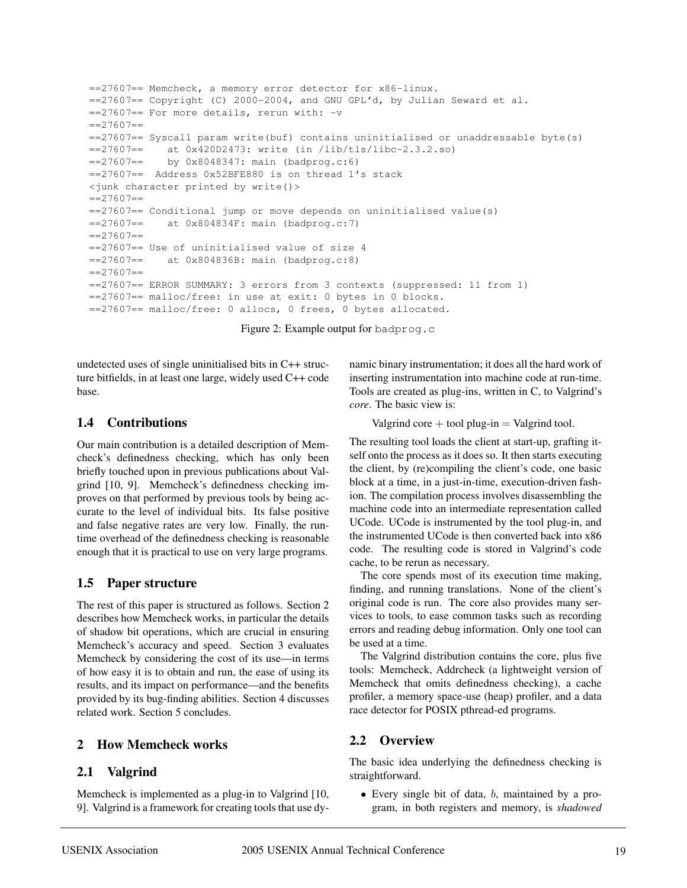```
==27607== Memcheck, a memory error detector for x86-linux.
==27607== Copyright (C) 2000-2004, and GNU GPL'd, by Julian Seward et al.
==27607== For more details, rerun with: -v
==27607==
==27607== Syscall param write(buf) contains uninitialised or unaddressable byte(s)
==27607==    at 0x420D2473: write (in /lib/tls/libc-2.3.2.so)
==27607==    by 0x8048347: main (badprog.c:6)
==27607==  Address 0x52BFE880 is on thread 1's stack
<junk character printed by write()>
==27607==
==27607== Conditional jump or move depends on uninitialised value(s)
==27607==    at 0x804834F: main (badprog.c:7)
==27607==
==27607== Use of uninitialised value of size 4
==27607==    at 0x804836B: main (badprog.c:8)
==27607==
==27607== ERROR SUMMARY: 3 errors from 3 contexts (suppressed: 11 from 1)
==27607== malloc/free: in use at exit: 0 bytes in 0 blocks.
==27607== malloc/free: 0 allocs, 0 frees, 0 bytes allocated.
```

Figure 2: Example output for `badprog.c`

undetected uses of single uninitialised bits in C++ structure bitfields, in at least one large, widely used C++ code base.

### 1.4 Contributions

Our main contribution is a detailed description of Memcheck's definedness checking, which has only been briefly touched upon in previous publications about Valgrind [10, 9]. Memcheck's definedness checking improves on that performed by previous tools by being accurate to the level of individual bits. Its false positive and false negative rates are very low. Finally, the run-time overhead of the definedness checking is reasonable enough that it is practical to use on very large programs.

### 1.5 Paper structure

The rest of this paper is structured as follows. Section 2 describes how Memcheck works, in particular the details of shadow bit operations, which are crucial in ensuring Memcheck's accuracy and speed. Section 3 evaluates Memcheck by considering the cost of its use—in terms of how easy it is to obtain and run, the ease of using its results, and its impact on performance—and the benefits provided by its bug-finding abilities. Section 4 discusses related work. Section 5 concludes.

## 2 How Memcheck works

### 2.1 Valgrind

Memcheck is implemented as a plug-in to Valgrind [10, 9]. Valgrind is a framework for creating tools that use dynamic binary instrumentation; it does all the hard work of inserting instrumentation into machine code at run-time. Tools are created as plug-ins, written in C, to Valgrind's *core*. The basic view is:

Valgrind core + tool plug-in = Valgrind tool.

The resulting tool loads the client at start-up, grafting itself onto the process as it does so. It then starts executing the client, by (re)compiling the client's code, one basic block at a time, in a just-in-time, execution-driven fashion. The compilation process involves disassembling the machine code into an intermediate representation called UCode. UCode is instrumented by the tool plug-in, and the instrumented UCode is then converted back into x86 code. The resulting code is stored in Valgrind's code cache, to be rerun as necessary.

The core spends most of its execution time making, finding, and running translations. None of the client's original code is run. The core also provides many services to tools, to ease common tasks such as recording errors and reading debug information. Only one tool can be used at a time.

The Valgrind distribution contains the core, plus five tools: Memcheck, Addrcheck (a lightweight version of Memcheck that omits definedness checking), a cache profiler, a memory space-use (heap) profiler, and a data race detector for POSIX pthread-ed programs.

### 2.2 Overview

The basic idea underlying the definedness checking is straightforward.

- Every single bit of data, $b$, maintained by a program, in both registers and memory, is *shadowed*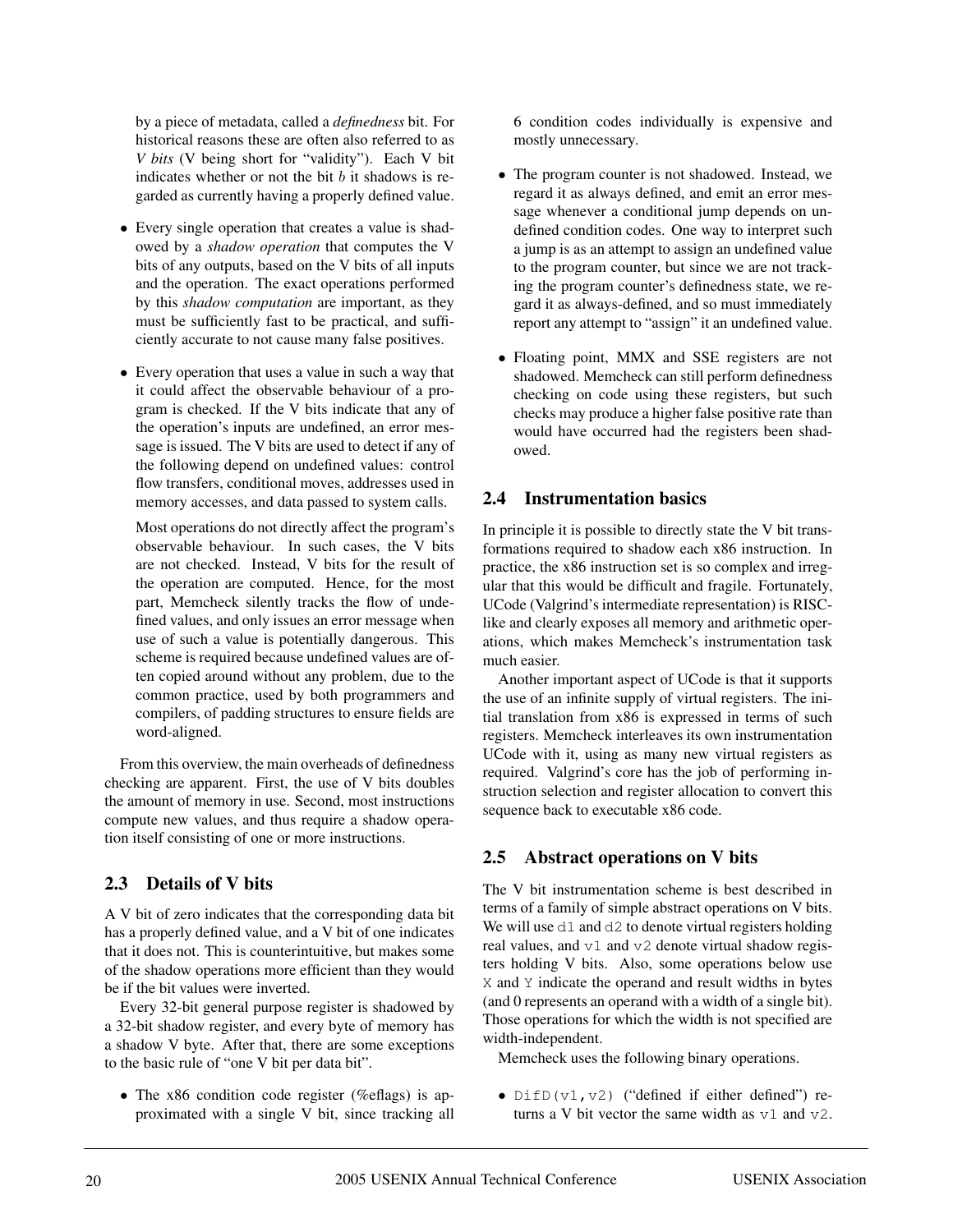by a piece of metadata, called a *definedness* bit. For historical reasons these are often also referred to as *V bits* (V being short for "validity"). Each V bit indicates whether or not the bit $b$ it shadows is regarded as currently having a properly defined value.

- Every single operation that creates a value is shadowed by a *shadow operation* that computes the V bits of any outputs, based on the V bits of all inputs and the operation. The exact operations performed by this *shadow computation* are important, as they must be sufficiently fast to be practical, and sufficiently accurate to not cause many false positives.
- Every operation that uses a value in such a way that it could affect the observable behaviour of a program is checked. If the V bits indicate that any of the operation's inputs are undefined, an error message is issued. The V bits are used to detect if any of the following depend on undefined values: control flow transfers, conditional moves, addresses used in memory accesses, and data passed to system calls.

  Most operations do not directly affect the program's observable behaviour. In such cases, the V bits are not checked. Instead, V bits for the result of the operation are computed. Hence, for the most part, Memcheck silently tracks the flow of undefined values, and only issues an error message when use of such a value is potentially dangerous. This scheme is required because undefined values are often copied around without any problem, due to the common practice, used by both programmers and compilers, of padding structures to ensure fields are word-aligned.

From this overview, the main overheads of definedness checking are apparent. First, the use of V bits doubles the amount of memory in use. Second, most instructions compute new values, and thus require a shadow operation itself consisting of one or more instructions.

## 2.3 Details of V bits

A V bit of zero indicates that the corresponding data bit has a properly defined value, and a V bit of one indicates that it does not. This is counterintuitive, but makes some of the shadow operations more efficient than they would be if the bit values were inverted.

Every 32-bit general purpose register is shadowed by a 32-bit shadow register, and every byte of memory has a shadow V byte. After that, there are some exceptions to the basic rule of "one V bit per data bit".

- The x86 condition code register (%eflags) is approximated with a single V bit, since tracking all 6 condition codes individually is expensive and mostly unnecessary.
- The program counter is not shadowed. Instead, we regard it as always defined, and emit an error message whenever a conditional jump depends on undefined condition codes. One way to interpret such a jump is as an attempt to assign an undefined value to the program counter, but since we are not tracking the program counter's definedness state, we regard it as always-defined, and so must immediately report any attempt to "assign" it an undefined value.
- Floating point, MMX and SSE registers are not shadowed. Memcheck can still perform definedness checking on code using these registers, but such checks may produce a higher false positive rate than would have occurred had the registers been shadowed.

## 2.4 Instrumentation basics

In principle it is possible to directly state the V bit transformations required to shadow each x86 instruction. In practice, the x86 instruction set is so complex and irregular that this would be difficult and fragile. Fortunately, UCode (Valgrind's intermediate representation) is RISC-like and clearly exposes all memory and arithmetic operations, which makes Memcheck's instrumentation task much easier.

Another important aspect of UCode is that it supports the use of an infinite supply of virtual registers. The initial translation from x86 is expressed in terms of such registers. Memcheck interleaves its own instrumentation UCode with it, using as many new virtual registers as required. Valgrind's core has the job of performing instruction selection and register allocation to convert this sequence back to executable x86 code.

## 2.5 Abstract operations on V bits

The V bit instrumentation scheme is best described in terms of a family of simple abstract operations on V bits. We will use `d1` and `d2` to denote virtual registers holding real values, and `v1` and `v2` denote virtual shadow registers holding V bits. Also, some operations below use `X` and `Y` indicate the operand and result widths in bytes (and 0 represents an operand with a width of a single bit). Those operations for which the width is not specified are width-independent.

Memcheck uses the following binary operations.

- `DifD(v1,v2)` ("defined if either defined") returns a V bit vector the same width as `v1` and `v2`.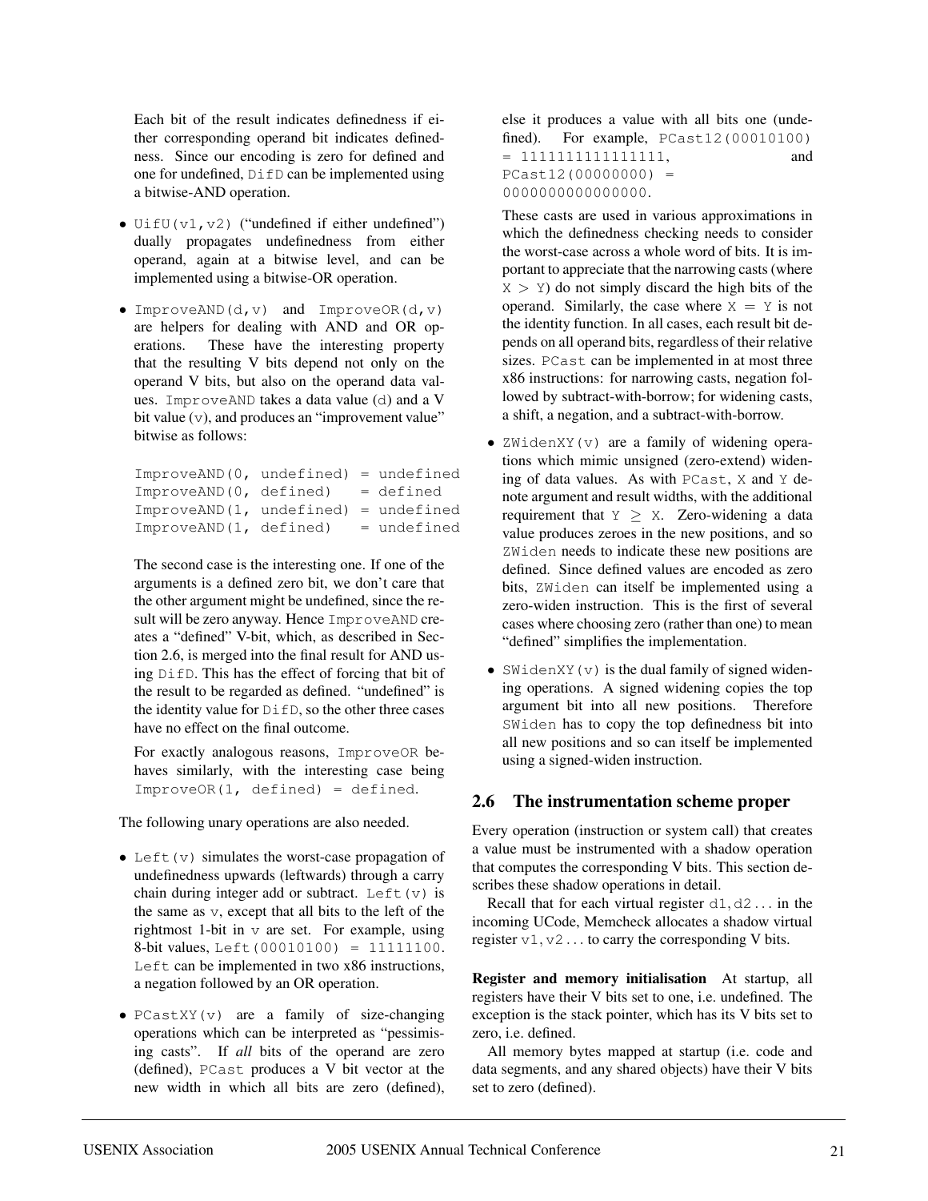Each bit of the result indicates definedness if either corresponding operand bit indicates definedness. Since our encoding is zero for defined and one for undefined, `DifD` can be implemented using a bitwise-AND operation.

- `UifU(v1,v2)` ("undefined if either undefined") dually propagates undefinedness from either operand, again at a bitwise level, and can be implemented using a bitwise-OR operation.

- `ImproveAND(d,v)` and `ImproveOR(d,v)` are helpers for dealing with AND and OR operations. These have the interesting property that the resulting V bits depend not only on the operand V bits, but also on the operand data values. `ImproveAND` takes a data value (`d`) and a V bit value (`v`), and produces an "improvement value" bitwise as follows:

  ```
  ImproveAND(0, undefined) = undefined
  ImproveAND(0, defined)   = defined
  ImproveAND(1, undefined) = undefined
  ImproveAND(1, defined)   = undefined
  ```

  The second case is the interesting one. If one of the arguments is a defined zero bit, we don't care that the other argument might be undefined, since the result will be zero anyway. Hence `ImproveAND` creates a "defined" V-bit, which, as described in Section 2.6, is merged into the final result for AND using `DifD`. This has the effect of forcing that bit of the result to be regarded as defined. "undefined" is the identity value for `DifD`, so the other three cases have no effect on the final outcome.

  For exactly analogous reasons, `ImproveOR` behaves similarly, with the interesting case being `ImproveOR(1, defined) = defined`.

The following unary operations are also needed.

- `Left(v)` simulates the worst-case propagation of undefinedness upwards (leftwards) through a carry chain during integer add or subtract. `Left(v)` is the same as `v`, except that all bits to the left of the rightmost 1-bit in `v` are set. For example, using 8-bit values, `Left(00010100) = 11111100`. `Left` can be implemented in two x86 instructions, a negation followed by an OR operation.

- `PCastXY(v)` are a family of size-changing operations which can be interpreted as "pessimising casts". If *all* bits of the operand are zero (defined), `PCast` produces a V bit vector at the new width in which all bits are zero (defined), else it produces a value with all bits one (undefined). For example, `PCast12(00010100) = 1111111111111111`, and `PCast12(00000000) = 0000000000000000`.

  These casts are used in various approximations in which the definedness checking needs to consider the worst-case across a whole word of bits. It is important to appreciate that the narrowing casts (where `X > Y`) do not simply discard the high bits of the operand. Similarly, the case where `X = Y` is not the identity function. In all cases, each result bit depends on all operand bits, regardless of their relative sizes. `PCast` can be implemented in at most three x86 instructions: for narrowing casts, negation followed by subtract-with-borrow; for widening casts, a shift, a negation, and a subtract-with-borrow.

- `ZWidenXY(v)` are a family of widening operations which mimic unsigned (zero-extend) widening of data values. As with `PCast`, `X` and `Y` denote argument and result widths, with the additional requirement that `Y ≥ X`. Zero-widening a data value produces zeroes in the new positions, and so `ZWiden` needs to indicate these new positions are defined. Since defined values are encoded as zero bits, `ZWiden` can itself be implemented using a zero-widen instruction. This is the first of several cases where choosing zero (rather than one) to mean "defined" simplifies the implementation.

- `SWidenXY(v)` is the dual family of signed widening operations. A signed widening copies the top argument bit into all new positions. Therefore `SWiden` has to copy the top definedness bit into all new positions and so can itself be implemented using a signed-widen instruction.

## 2.6 The instrumentation scheme proper

Every operation (instruction or system call) that creates a value must be instrumented with a shadow operation that computes the corresponding V bits. This section describes these shadow operations in detail.

Recall that for each virtual register `d1`, `d2` ... in the incoming UCode, Memcheck allocates a shadow virtual register `v1`, `v2` ... to carry the corresponding V bits.

**Register and memory initialisation** At startup, all registers have their V bits set to one, i.e. undefined. The exception is the stack pointer, which has its V bits set to zero, i.e. defined.

All memory bytes mapped at startup (i.e. code and data segments, and any shared objects) have their V bits set to zero (defined).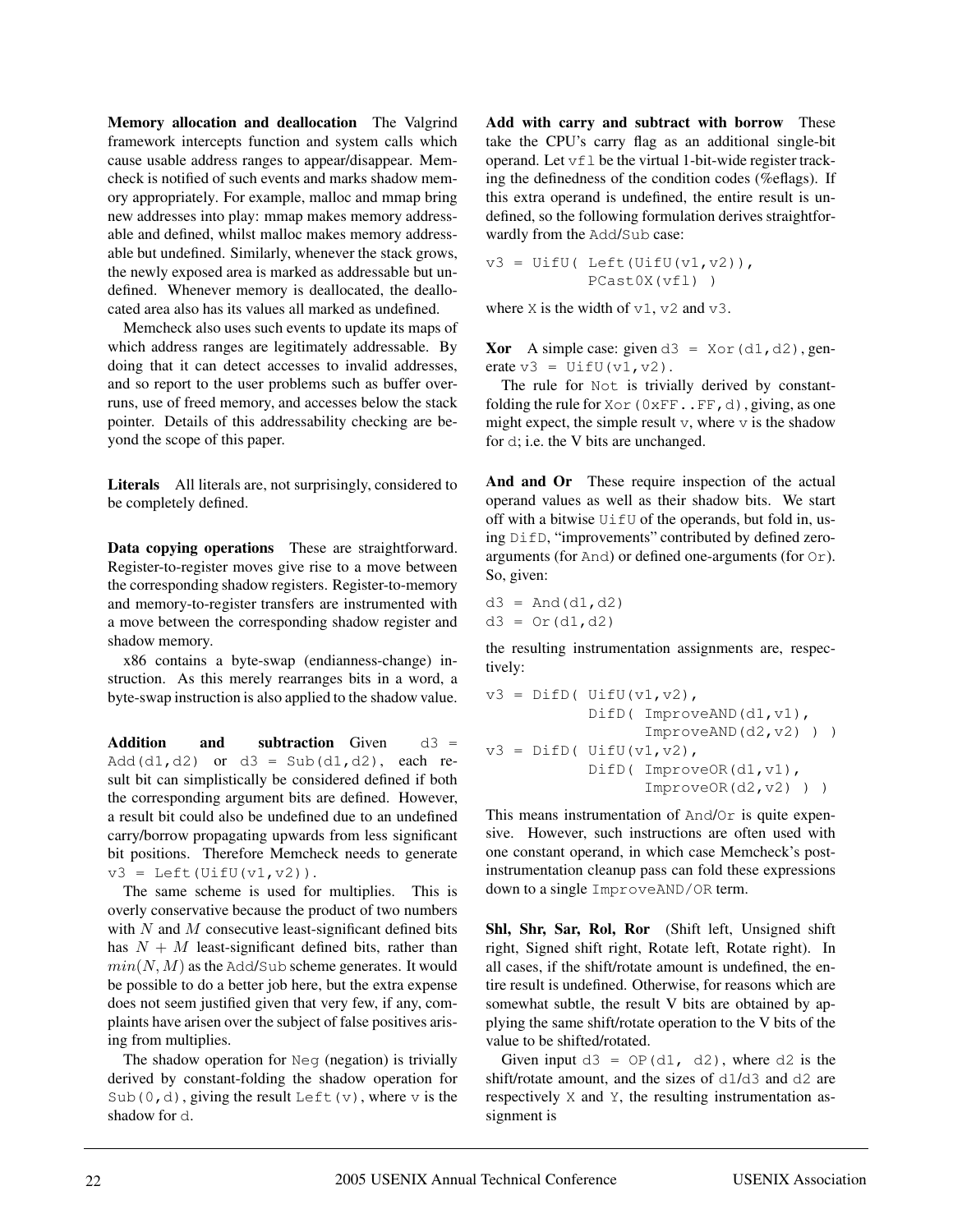**Memory allocation and deallocation** The Valgrind framework intercepts function and system calls which cause usable address ranges to appear/disappear. Memcheck is notified of such events and marks shadow memory appropriately. For example, malloc and mmap bring new addresses into play: mmap makes memory addressable and defined, whilst malloc makes memory addressable but undefined. Similarly, whenever the stack grows, the newly exposed area is marked as addressable but undefined. Whenever memory is deallocated, the deallocated area also has its values all marked as undefined.

Memcheck also uses such events to update its maps of which address ranges are legitimately addressable. By doing that it can detect accesses to invalid addresses, and so report to the user problems such as buffer overruns, use of freed memory, and accesses below the stack pointer. Details of this addressability checking are beyond the scope of this paper.

**Literals** All literals are, not surprisingly, considered to be completely defined.

**Data copying operations** These are straightforward. Register-to-register moves give rise to a move between the corresponding shadow registers. Register-to-memory and memory-to-register transfers are instrumented with a move between the corresponding shadow register and shadow memory.

x86 contains a byte-swap (endianness-change) instruction. As this merely rearranges bits in a word, a byte-swap instruction is also applied to the shadow value.

**Addition and subtraction** Given `d3 = Add(d1,d2)` or `d3 = Sub(d1,d2)`, each result bit can simplistically be considered defined if both the corresponding argument bits are defined. However, a result bit could also be undefined due to an undefined carry/borrow propagating upwards from less significant bit positions. Therefore Memcheck needs to generate `v3 = Left(UifU(v1,v2))`.

The same scheme is used for multiplies. This is overly conservative because the product of two numbers with $N$ and $M$ consecutive least-significant defined bits has $N + M$ least-significant defined bits, rather than $min(N, M)$ as the `Add`/`Sub` scheme generates. It would be possible to do a better job here, but the extra expense does not seem justified given that very few, if any, complaints have arisen over the subject of false positives arising from multiplies.

The shadow operation for `Neg` (negation) is trivially derived by constant-folding the shadow operation for `Sub(0,d)`, giving the result `Left(v)`, where `v` is the shadow for `d`.

**Add with carry and subtract with borrow** These take the CPU's carry flag as an additional single-bit operand. Let `vfl` be the virtual 1-bit-wide register tracking the definedness of the condition codes (%eflags). If this extra operand is undefined, the entire result is undefined, so the following formulation derives straightforwardly from the `Add`/`Sub` case:

```
v3 = UifU( Left(UifU(v1,v2)),
           PCast0X(vfl) )
```

where `X` is the width of `v1`, `v2` and `v3`.

**Xor** A simple case: given `d3 = Xor(d1,d2)`, generate `v3 = UifU(v1,v2)`.

The rule for `Not` is trivially derived by constant-folding the rule for `Xor(0xFF..FF,d)`, giving, as one might expect, the simple result `v`, where `v` is the shadow for `d`; i.e. the V bits are unchanged.

**And and Or** These require inspection of the actual operand values as well as their shadow bits. We start off with a bitwise `UifU` of the operands, but fold in, using `DifD`, "improvements" contributed by defined zero-arguments (for `And`) or defined one-arguments (for `Or`). So, given:

```
d3 = And(d1,d2)
d3 = Or(d1,d2)
```

the resulting instrumentation assignments are, respectively:

```
v3 = DifD( UifU(v1,v2),
           DifD( ImproveAND(d1,v1),
                 ImproveAND(d2,v2) ) )
v3 = DifD( UifU(v1,v2),
           DifD( ImproveOR(d1,v1),
                 ImproveOR(d2,v2) ) )
```

This means instrumentation of `And`/`Or` is quite expensive. However, such instructions are often used with one constant operand, in which case Memcheck's post-instrumentation cleanup pass can fold these expressions down to a single `ImproveAND/OR` term.

**Shl, Shr, Sar, Rol, Ror** (Shift left, Unsigned shift right, Signed shift right, Rotate left, Rotate right). In all cases, if the shift/rotate amount is undefined, the entire result is undefined. Otherwise, for reasons which are somewhat subtle, the result V bits are obtained by applying the same shift/rotate operation to the V bits of the value to be shifted/rotated.

Given input `d3 = OP(d1, d2)`, where `d2` is the shift/rotate amount, and the sizes of `d1`/`d3` and `d2` are respectively `X` and `Y`, the resulting instrumentation assignment is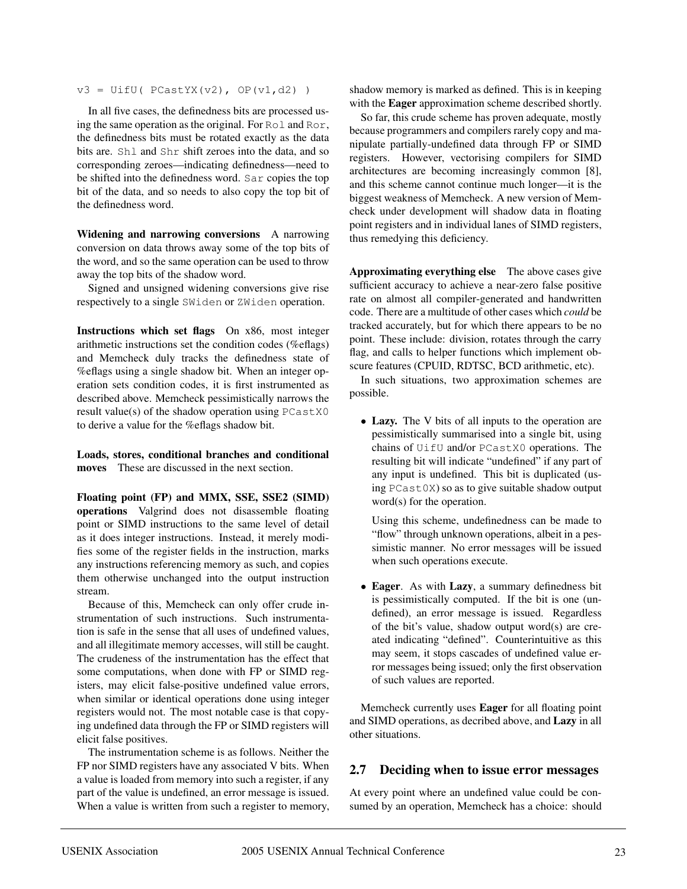```
v3 = UifU( PCastYX(v2), OP(v1,d2) )
```

In all five cases, the definedness bits are processed using the same operation as the original. For `Rol` and `Ror`, the definedness bits must be rotated exactly as the data bits are. `Shl` and `Shr` shift zeroes into the data, and so corresponding zeroes—indicating definedness—need to be shifted into the definedness word. `Sar` copies the top bit of the data, and so needs to also copy the top bit of the definedness word.

**Widening and narrowing conversions** A narrowing conversion on data throws away some of the top bits of the word, and so the same operation can be used to throw away the top bits of the shadow word.

Signed and unsigned widening conversions give rise respectively to a single `SWiden` or `ZWiden` operation.

**Instructions which set flags** On x86, most integer arithmetic instructions set the condition codes (%eflags) and Memcheck duly tracks the definedness state of %eflags using a single shadow bit. When an integer operation sets condition codes, it is first instrumented as described above. Memcheck pessimistically narrows the result value(s) of the shadow operation using `PCastX0` to derive a value for the %eflags shadow bit.

**Loads, stores, conditional branches and conditional moves** These are discussed in the next section.

**Floating point (FP) and MMX, SSE, SSE2 (SIMD) operations** Valgrind does not disassemble floating point or SIMD instructions to the same level of detail as it does integer instructions. Instead, it merely modifies some of the register fields in the instruction, marks any instructions referencing memory as such, and copies them otherwise unchanged into the output instruction stream.

Because of this, Memcheck can only offer crude instrumentation of such instructions. Such instrumentation is safe in the sense that all uses of undefined values, and all illegitimate memory accesses, will still be caught. The crudeness of the instrumentation has the effect that some computations, when done with FP or SIMD registers, may elicit false-positive undefined value errors, when similar or identical operations done using integer registers would not. The most notable case is that copying undefined data through the FP or SIMD registers will elicit false positives.

The instrumentation scheme is as follows. Neither the FP nor SIMD registers have any associated V bits. When a value is loaded from memory into such a register, if any part of the value is undefined, an error message is issued. When a value is written from such a register to memory, shadow memory is marked as defined. This is in keeping with the **Eager** approximation scheme described shortly.

So far, this crude scheme has proven adequate, mostly because programmers and compilers rarely copy and manipulate partially-undefined data through FP or SIMD registers. However, vectorising compilers for SIMD architectures are becoming increasingly common [8], and this scheme cannot continue much longer—it is the biggest weakness of Memcheck. A new version of Memcheck under development will shadow data in floating point registers and in individual lanes of SIMD registers, thus remedying this deficiency.

**Approximating everything else** The above cases give sufficient accuracy to achieve a near-zero false positive rate on almost all compiler-generated and handwritten code. There are a multitude of other cases which *could* be tracked accurately, but for which there appears to be no point. These include: division, rotates through the carry flag, and calls to helper functions which implement obscure features (CPUID, RDTSC, BCD arithmetic, etc).

In such situations, two approximation schemes are possible.

- **Lazy.** The V bits of all inputs to the operation are pessimistically summarised into a single bit, using chains of `UifU` and/or `PCastX0` operations. The resulting bit will indicate "undefined" if any part of any input is undefined. This bit is duplicated (using `PCast0X`) so as to give suitable shadow output word(s) for the operation.

  Using this scheme, undefinedness can be made to "flow" through unknown operations, albeit in a pessimistic manner. No error messages will be issued when such operations execute.

- **Eager**. As with **Lazy**, a summary definedness bit is pessimistically computed. If the bit is one (undefined), an error message is issued. Regardless of the bit's value, shadow output word(s) are created indicating "defined". Counterintuitive as this may seem, it stops cascades of undefined value error messages being issued; only the first observation of such values are reported.

Memcheck currently uses **Eager** for all floating point and SIMD operations, as decribed above, and **Lazy** in all other situations.

## 2.7 Deciding when to issue error messages

At every point where an undefined value could be consumed by an operation, Memcheck has a choice: should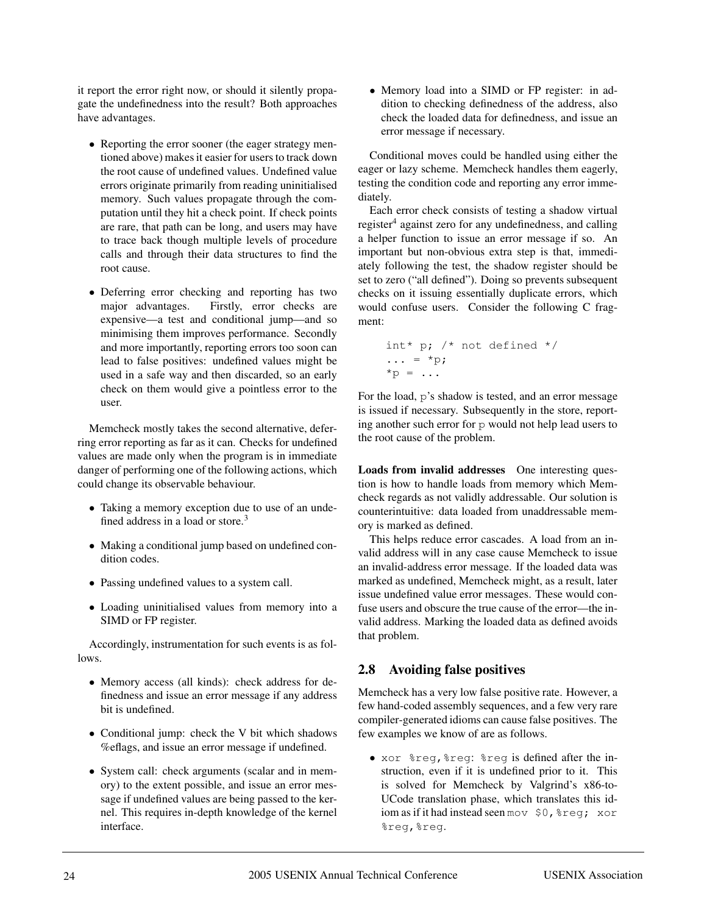it report the error right now, or should it silently propagate the undefinedness into the result? Both approaches have advantages.

- Reporting the error sooner (the eager strategy mentioned above) makes it easier for users to track down the root cause of undefined values. Undefined value errors originate primarily from reading uninitialised memory. Such values propagate through the computation until they hit a check point. If check points are rare, that path can be long, and users may have to trace back though multiple levels of procedure calls and through their data structures to find the root cause.

- Deferring error checking and reporting has two major advantages. Firstly, error checks are expensive—a test and conditional jump—and so minimising them improves performance. Secondly and more importantly, reporting errors too soon can lead to false positives: undefined values might be used in a safe way and then discarded, so an early check on them would give a pointless error to the user.

Memcheck mostly takes the second alternative, deferring error reporting as far as it can. Checks for undefined values are made only when the program is in immediate danger of performing one of the following actions, which could change its observable behaviour.

- Taking a memory exception due to use of an undefined address in a load or store.[3]

- Making a conditional jump based on undefined condition codes.

- Passing undefined values to a system call.

- Loading uninitialised values from memory into a SIMD or FP register.

Accordingly, instrumentation for such events is as follows.

- Memory access (all kinds): check address for definedness and issue an error message if any address bit is undefined.

- Conditional jump: check the V bit which shadows %eflags, and issue an error message if undefined.

- System call: check arguments (scalar and in memory) to the extent possible, and issue an error message if undefined values are being passed to the kernel. This requires in-depth knowledge of the kernel interface.

- Memory load into a SIMD or FP register: in addition to checking definedness of the address, also check the loaded data for definedness, and issue an error message if necessary.

Conditional moves could be handled using either the eager or lazy scheme. Memcheck handles them eagerly, testing the condition code and reporting any error immediately.

Each error check consists of testing a shadow virtual register[4] against zero for any undefinedness, and calling a helper function to issue an error message if so. An important but non-obvious extra step is that, immediately following the test, the shadow register should be set to zero ("all defined"). Doing so prevents subsequent checks on it issuing essentially duplicate errors, which would confuse users. Consider the following C fragment:

```
int* p; /* not defined */
... = *p;
*p = ...
```

For the load, `p`'s shadow is tested, and an error message is issued if necessary. Subsequently in the store, reporting another such error for `p` would not help lead users to the root cause of the problem.

**Loads from invalid addresses** One interesting question is how to handle loads from memory which Memcheck regards as not validly addressable. Our solution is counterintuitive: data loaded from unaddressable memory is marked as defined.

This helps reduce error cascades. A load from an invalid address will in any case cause Memcheck to issue an invalid-address error message. If the loaded data was marked as undefined, Memcheck might, as a result, later issue undefined value error messages. These would confuse users and obscure the true cause of the error—the invalid address. Marking the loaded data as defined avoids that problem.

## 2.8 Avoiding false positives

Memcheck has a very low false positive rate. However, a few hand-coded assembly sequences, and a few very rare compiler-generated idioms can cause false positives. The few examples we know of are as follows.

- `xor %reg,%reg`: `%reg` is defined after the instruction, even if it is undefined prior to it. This is solved for Memcheck by Valgrind's x86-to-UCode translation phase, which translates this idiom as if it had instead seen `mov $0,%reg; xor %reg,%reg`.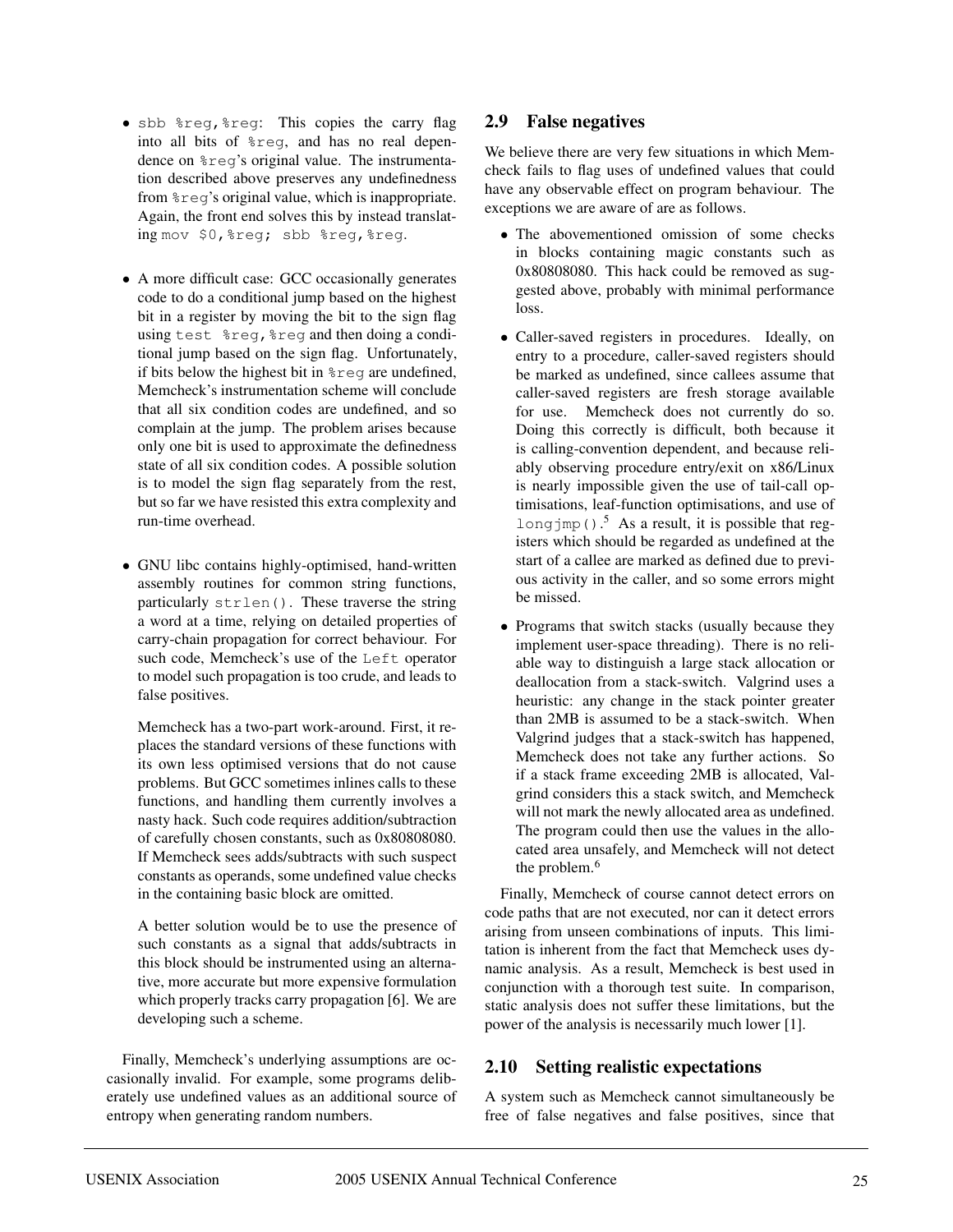- `sbb %reg,%reg`: This copies the carry flag into all bits of `%reg`, and has no real dependence on `%reg`'s original value. The instrumentation described above preserves any undefinedness from `%reg`'s original value, which is inappropriate. Again, the front end solves this by instead translating `mov $0,%reg; sbb %reg,%reg`.

- A more difficult case: GCC occasionally generates code to do a conditional jump based on the highest bit in a register by moving the bit to the sign flag using `test %reg,%reg` and then doing a conditional jump based on the sign flag. Unfortunately, if bits below the highest bit in `%reg` are undefined, Memcheck's instrumentation scheme will conclude that all six condition codes are undefined, and so complain at the jump. The problem arises because only one bit is used to approximate the definedness state of all six condition codes. A possible solution is to model the sign flag separately from the rest, but so far we have resisted this extra complexity and run-time overhead.

- GNU libc contains highly-optimised, hand-written assembly routines for common string functions, particularly `strlen()`. These traverse the string a word at a time, relying on detailed properties of carry-chain propagation for correct behaviour. For such code, Memcheck's use of the `Left` operator to model such propagation is too crude, and leads to false positives.

  Memcheck has a two-part work-around. First, it replaces the standard versions of these functions with its own less optimised versions that do not cause problems. But GCC sometimes inlines calls to these functions, and handling them currently involves a nasty hack. Such code requires addition/subtraction of carefully chosen constants, such as 0x80808080. If Memcheck sees adds/subtracts with such suspect constants as operands, some undefined value checks in the containing basic block are omitted.

  A better solution would be to use the presence of such constants as a signal that adds/subtracts in this block should be instrumented using an alternative, more accurate but more expensive formulation which properly tracks carry propagation [6]. We are developing such a scheme.

Finally, Memcheck's underlying assumptions are occasionally invalid. For example, some programs deliberately use undefined values as an additional source of entropy when generating random numbers.

## 2.9 False negatives

We believe there are very few situations in which Memcheck fails to flag uses of undefined values that could have any observable effect on program behaviour. The exceptions we are aware of are as follows.

- The abovementioned omission of some checks in blocks containing magic constants such as 0x80808080. This hack could be removed as suggested above, probably with minimal performance loss.

- Caller-saved registers in procedures. Ideally, on entry to a procedure, caller-saved registers should be marked as undefined, since callees assume that caller-saved registers are fresh storage available for use. Memcheck does not currently do so. Doing this correctly is difficult, both because it is calling-convention dependent, and because reliably observing procedure entry/exit on x86/Linux is nearly impossible given the use of tail-call optimisations, leaf-function optimisations, and use of `longjmp()`.[5] As a result, it is possible that registers which should be regarded as undefined at the start of a callee are marked as defined due to previous activity in the caller, and so some errors might be missed.

- Programs that switch stacks (usually because they implement user-space threading). There is no reliable way to distinguish a large stack allocation or deallocation from a stack-switch. Valgrind uses a heuristic: any change in the stack pointer greater than 2MB is assumed to be a stack-switch. When Valgrind judges that a stack-switch has happened, Memcheck does not take any further actions. So if a stack frame exceeding 2MB is allocated, Valgrind considers this a stack switch, and Memcheck will not mark the newly allocated area as undefined. The program could then use the values in the allocated area unsafely, and Memcheck will not detect the problem.[6]

Finally, Memcheck of course cannot detect errors on code paths that are not executed, nor can it detect errors arising from unseen combinations of inputs. This limitation is inherent from the fact that Memcheck uses dynamic analysis. As a result, Memcheck is best used in conjunction with a thorough test suite. In comparison, static analysis does not suffer these limitations, but the power of the analysis is necessarily much lower [1].

## 2.10 Setting realistic expectations

A system such as Memcheck cannot simultaneously be free of false negatives and false positives, since that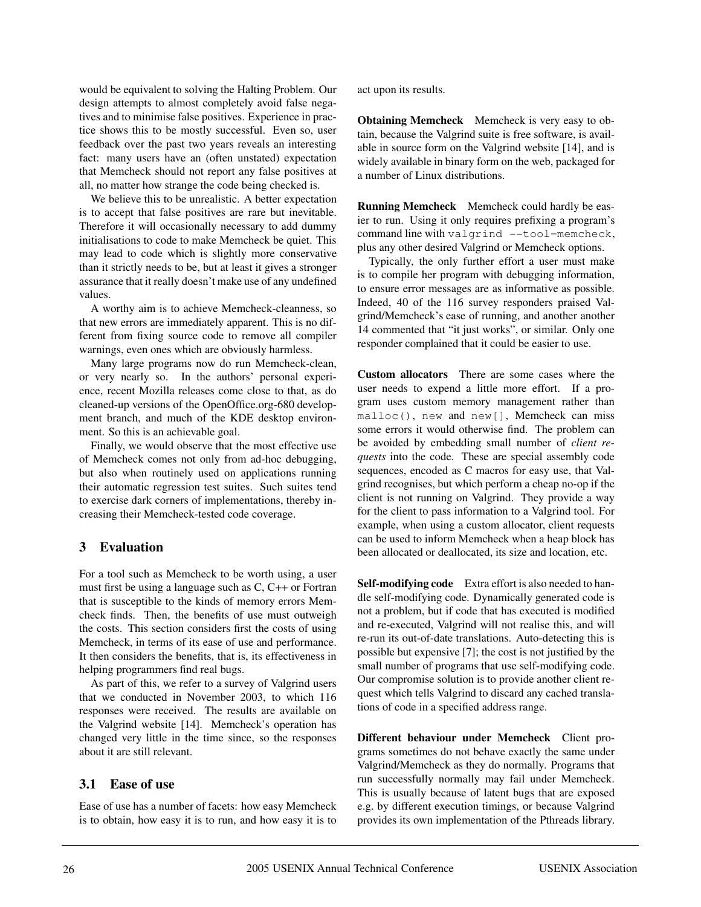would be equivalent to solving the Halting Problem. Our design attempts to almost completely avoid false negatives and to minimise false positives. Experience in practice shows this to be mostly successful. Even so, user feedback over the past two years reveals an interesting fact: many users have an (often unstated) expectation that Memcheck should not report any false positives at all, no matter how strange the code being checked is.

We believe this to be unrealistic. A better expectation is to accept that false positives are rare but inevitable. Therefore it will occasionally necessary to add dummy initialisations to code to make Memcheck be quiet. This may lead to code which is slightly more conservative than it strictly needs to be, but at least it gives a stronger assurance that it really doesn't make use of any undefined values.

A worthy aim is to achieve Memcheck-cleanness, so that new errors are immediately apparent. This is no different from fixing source code to remove all compiler warnings, even ones which are obviously harmless.

Many large programs now do run Memcheck-clean, or very nearly so. In the authors' personal experience, recent Mozilla releases come close to that, as do cleaned-up versions of the OpenOffice.org-680 development branch, and much of the KDE desktop environment. So this is an achievable goal.

Finally, we would observe that the most effective use of Memcheck comes not only from ad-hoc debugging, but also when routinely used on applications running their automatic regression test suites. Such suites tend to exercise dark corners of implementations, thereby increasing their Memcheck-tested code coverage.

## 3 Evaluation

For a tool such as Memcheck to be worth using, a user must first be using a language such as C, C++ or Fortran that is susceptible to the kinds of memory errors Memcheck finds. Then, the benefits of use must outweigh the costs. This section considers first the costs of using Memcheck, in terms of its ease of use and performance. It then considers the benefits, that is, its effectiveness in helping programmers find real bugs.

As part of this, we refer to a survey of Valgrind users that we conducted in November 2003, to which 116 responses were received. The results are available on the Valgrind website [14]. Memcheck's operation has changed very little in the time since, so the responses about it are still relevant.

### 3.1 Ease of use

Ease of use has a number of facets: how easy Memcheck is to obtain, how easy it is to run, and how easy it is to act upon its results.

**Obtaining Memcheck** Memcheck is very easy to obtain, because the Valgrind suite is free software, is available in source form on the Valgrind website [14], and is widely available in binary form on the web, packaged for a number of Linux distributions.

**Running Memcheck** Memcheck could hardly be easier to run. Using it only requires prefixing a program's command line with `valgrind --tool=memcheck`, plus any other desired Valgrind or Memcheck options.

Typically, the only further effort a user must make is to compile her program with debugging information, to ensure error messages are as informative as possible. Indeed, 40 of the 116 survey responders praised Valgrind/Memcheck's ease of running, and another another 14 commented that "it just works", or similar. Only one responder complained that it could be easier to use.

**Custom allocators** There are some cases where the user needs to expend a little more effort. If a program uses custom memory management rather than `malloc()`, `new` and `new[]`, Memcheck can miss some errors it would otherwise find. The problem can be avoided by embedding small number of *client requests* into the code. These are special assembly code sequences, encoded as C macros for easy use, that Valgrind recognises, but which perform a cheap no-op if the client is not running on Valgrind. They provide a way for the client to pass information to a Valgrind tool. For example, when using a custom allocator, client requests can be used to inform Memcheck when a heap block has been allocated or deallocated, its size and location, etc.

**Self-modifying code** Extra effort is also needed to handle self-modifying code. Dynamically generated code is not a problem, but if code that has executed is modified and re-executed, Valgrind will not realise this, and will re-run its out-of-date translations. Auto-detecting this is possible but expensive [7]; the cost is not justified by the small number of programs that use self-modifying code. Our compromise solution is to provide another client request which tells Valgrind to discard any cached translations of code in a specified address range.

**Different behaviour under Memcheck** Client programs sometimes do not behave exactly the same under Valgrind/Memcheck as they do normally. Programs that run successfully normally may fail under Memcheck. This is usually because of latent bugs that are exposed e.g. by different execution timings, or because Valgrind provides its own implementation of the Pthreads library.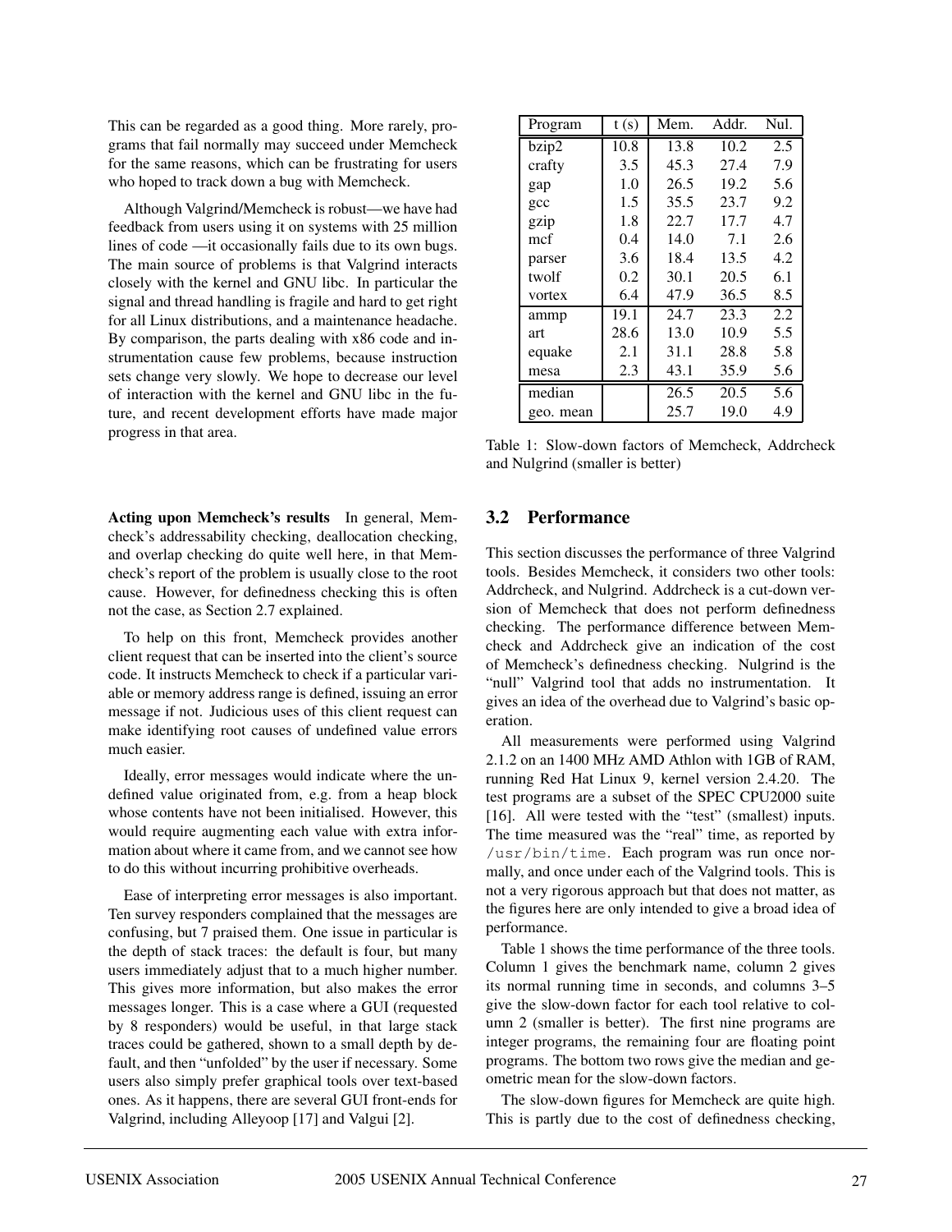This can be regarded as a good thing. More rarely, programs that fail normally may succeed under Memcheck for the same reasons, which can be frustrating for users who hoped to track down a bug with Memcheck.

Although Valgrind/Memcheck is robust—we have had feedback from users using it on systems with 25 million lines of code —it occasionally fails due to its own bugs. The main source of problems is that Valgrind interacts closely with the kernel and GNU libc. In particular the signal and thread handling is fragile and hard to get right for all Linux distributions, and a maintenance headache. By comparison, the parts dealing with x86 code and instrumentation cause few problems, because instruction sets change very slowly. We hope to decrease our level of interaction with the kernel and GNU libc in the future, and recent development efforts have made major progress in that area.

**Acting upon Memcheck's results** In general, Memcheck's addressability checking, deallocation checking, and overlap checking do quite well here, in that Memcheck's report of the problem is usually close to the root cause. However, for definedness checking this is often not the case, as Section 2.7 explained.

To help on this front, Memcheck provides another client request that can be inserted into the client's source code. It instructs Memcheck to check if a particular variable or memory address range is defined, issuing an error message if not. Judicious uses of this client request can make identifying root causes of undefined value errors much easier.

Ideally, error messages would indicate where the undefined value originated from, e.g. from a heap block whose contents have not been initialised. However, this would require augmenting each value with extra information about where it came from, and we cannot see how to do this without incurring prohibitive overheads.

Ease of interpreting error messages is also important. Ten survey responders complained that the messages are confusing, but 7 praised them. One issue in particular is the depth of stack traces: the default is four, but many users immediately adjust that to a much higher number. This gives more information, but also makes the error messages longer. This is a case where a GUI (requested by 8 responders) would be useful, in that large stack traces could be gathered, shown to a small depth by default, and then "unfolded" by the user if necessary. Some users also simply prefer graphical tools over text-based ones. As it happens, there are several GUI front-ends for Valgrind, including Alleyoop [17] and Valgui [2].

| Program | t (s) | Mem. | Addr. | Nul. |
|---|---|---|---|---|
| bzip2 | 10.8 | 13.8 | 10.2 | 2.5 |
| crafty | 3.5 | 45.3 | 27.4 | 7.9 |
| gap | 1.0 | 26.5 | 19.2 | 5.6 |
| gcc | 1.5 | 35.5 | 23.7 | 9.2 |
| gzip | 1.8 | 22.7 | 17.7 | 4.7 |
| mcf | 0.4 | 14.0 | 7.1 | 2.6 |
| parser | 3.6 | 18.4 | 13.5 | 4.2 |
| twolf | 0.2 | 30.1 | 20.5 | 6.1 |
| vortex | 6.4 | 47.9 | 36.5 | 8.5 |
| ammp | 19.1 | 24.7 | 23.3 | 2.2 |
| art | 28.6 | 13.0 | 10.9 | 5.5 |
| equake | 2.1 | 31.1 | 28.8 | 5.8 |
| mesa | 2.3 | 43.1 | 35.9 | 5.6 |
| median | | 26.5 | 20.5 | 5.6 |
| geo. mean | | 25.7 | 19.0 | 4.9 |

Table 1: Slow-down factors of Memcheck, Addrcheck and Nulgrind (smaller is better)

## 3.2 Performance

This section discusses the performance of three Valgrind tools. Besides Memcheck, it considers two other tools: Addrcheck, and Nulgrind. Addrcheck is a cut-down version of Memcheck that does not perform definedness checking. The performance difference between Memcheck and Addrcheck give an indication of the cost of Memcheck's definedness checking. Nulgrind is the "null" Valgrind tool that adds no instrumentation. It gives an idea of the overhead due to Valgrind's basic operation.

All measurements were performed using Valgrind 2.1.2 on an 1400 MHz AMD Athlon with 1GB of RAM, running Red Hat Linux 9, kernel version 2.4.20. The test programs are a subset of the SPEC CPU2000 suite [16]. All were tested with the "test" (smallest) inputs. The time measured was the "real" time, as reported by `/usr/bin/time`. Each program was run once normally, and once under each of the Valgrind tools. This is not a very rigorous approach but that does not matter, as the figures here are only intended to give a broad idea of performance.

Table 1 shows the time performance of the three tools. Column 1 gives the benchmark name, column 2 gives its normal running time in seconds, and columns 3–5 give the slow-down factor for each tool relative to column 2 (smaller is better). The first nine programs are integer programs, the remaining four are floating point programs. The bottom two rows give the median and geometric mean for the slow-down factors.

The slow-down figures for Memcheck are quite high. This is partly due to the cost of definedness checking,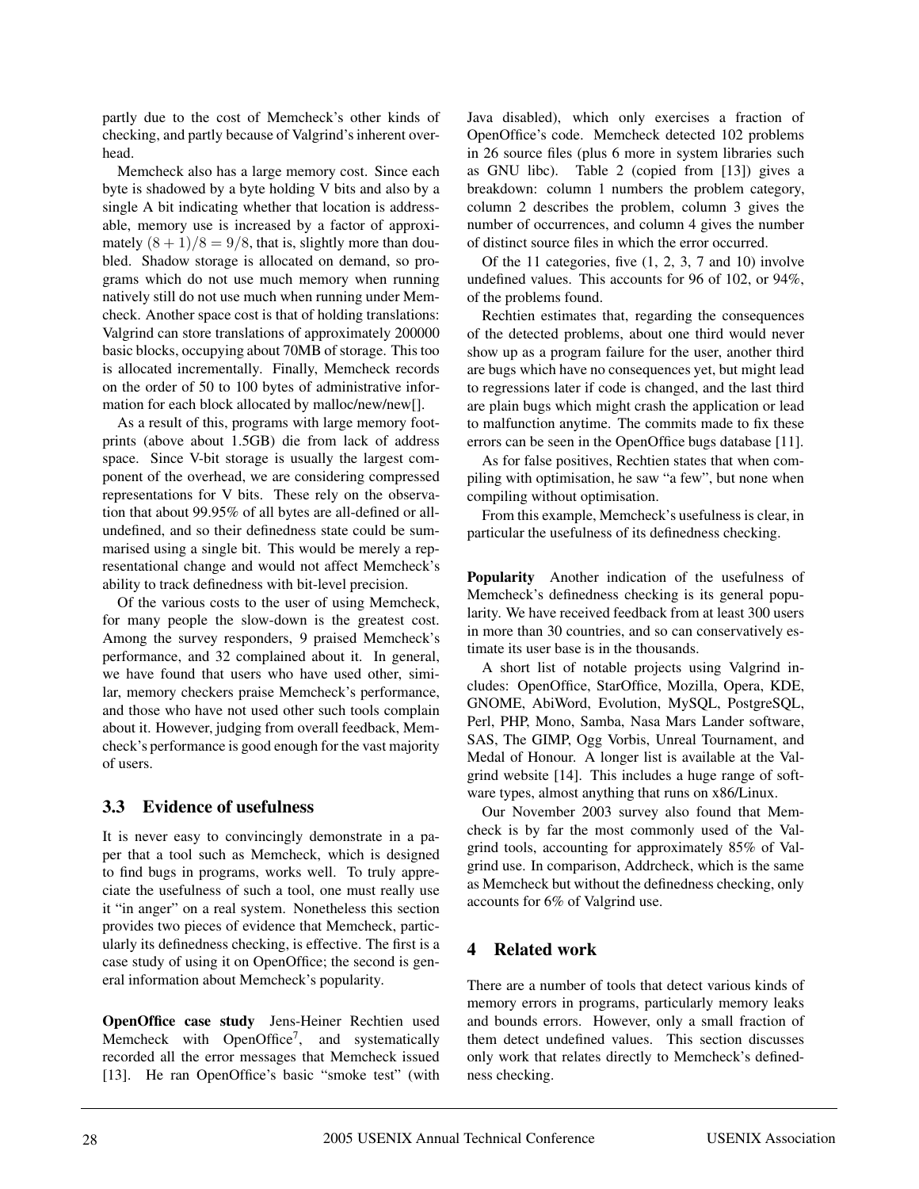partly due to the cost of Memcheck's other kinds of checking, and partly because of Valgrind's inherent overhead.

Memcheck also has a large memory cost. Since each byte is shadowed by a byte holding V bits and also by a single A bit indicating whether that location is addressable, memory use is increased by a factor of approximately $(8+1)/8 = 9/8$, that is, slightly more than doubled. Shadow storage is allocated on demand, so programs which do not use much memory when running natively still do not use much when running under Memcheck. Another space cost is that of holding translations: Valgrind can store translations of approximately 200000 basic blocks, occupying about 70MB of storage. This too is allocated incrementally. Finally, Memcheck records on the order of 50 to 100 bytes of administrative information for each block allocated by malloc/new/new[].

As a result of this, programs with large memory footprints (above about 1.5GB) die from lack of address space. Since V-bit storage is usually the largest component of the overhead, we are considering compressed representations for V bits. These rely on the observation that about 99.95% of all bytes are all-defined or all-undefined, and so their definedness state could be summarised using a single bit. This would be merely a representational change and would not affect Memcheck's ability to track definedness with bit-level precision.

Of the various costs to the user of using Memcheck, for many people the slow-down is the greatest cost. Among the survey responders, 9 praised Memcheck's performance, and 32 complained about it. In general, we have found that users who have used other, similar, memory checkers praise Memcheck's performance, and those who have not used other such tools complain about it. However, judging from overall feedback, Memcheck's performance is good enough for the vast majority of users.

## 3.3 Evidence of usefulness

It is never easy to convincingly demonstrate in a paper that a tool such as Memcheck, which is designed to find bugs in programs, works well. To truly appreciate the usefulness of such a tool, one must really use it "in anger" on a real system. Nonetheless this section provides two pieces of evidence that Memcheck, particularly its definedness checking, is effective. The first is a case study of using it on OpenOffice; the second is general information about Memcheck's popularity.

**OpenOffice case study** Jens-Heiner Rechtien used Memcheck with OpenOffice[7], and systematically recorded all the error messages that Memcheck issued [13]. He ran OpenOffice's basic "smoke test" (with Java disabled), which only exercises a fraction of OpenOffice's code. Memcheck detected 102 problems in 26 source files (plus 6 more in system libraries such as GNU libc). Table 2 (copied from [13]) gives a breakdown: column 1 numbers the problem category, column 2 describes the problem, column 3 gives the number of occurrences, and column 4 gives the number of distinct source files in which the error occurred.

Of the 11 categories, five (1, 2, 3, 7 and 10) involve undefined values. This accounts for 96 of 102, or 94%, of the problems found.

Rechtien estimates that, regarding the consequences of the detected problems, about one third would never show up as a program failure for the user, another third are bugs which have no consequences yet, but might lead to regressions later if code is changed, and the last third are plain bugs which might crash the application or lead to malfunction anytime. The commits made to fix these errors can be seen in the OpenOffice bugs database [11].

As for false positives, Rechtien states that when compiling with optimisation, he saw "a few", but none when compiling without optimisation.

From this example, Memcheck's usefulness is clear, in particular the usefulness of its definedness checking.

**Popularity** Another indication of the usefulness of Memcheck's definedness checking is its general popularity. We have received feedback from at least 300 users in more than 30 countries, and so can conservatively estimate its user base is in the thousands.

A short list of notable projects using Valgrind includes: OpenOffice, StarOffice, Mozilla, Opera, KDE, GNOME, AbiWord, Evolution, MySQL, PostgreSQL, Perl, PHP, Mono, Samba, Nasa Mars Lander software, SAS, The GIMP, Ogg Vorbis, Unreal Tournament, and Medal of Honour. A longer list is available at the Valgrind website [14]. This includes a huge range of software types, almost anything that runs on x86/Linux.

Our November 2003 survey also found that Memcheck is by far the most commonly used of the Valgrind tools, accounting for approximately 85% of Valgrind use. In comparison, Addrcheck, which is the same as Memcheck but without the definedness checking, only accounts for 6% of Valgrind use.

# 4 Related work

There are a number of tools that detect various kinds of memory errors in programs, particularly memory leaks and bounds errors. However, only a small fraction of them detect undefined values. This section discusses only work that relates directly to Memcheck's definedness checking.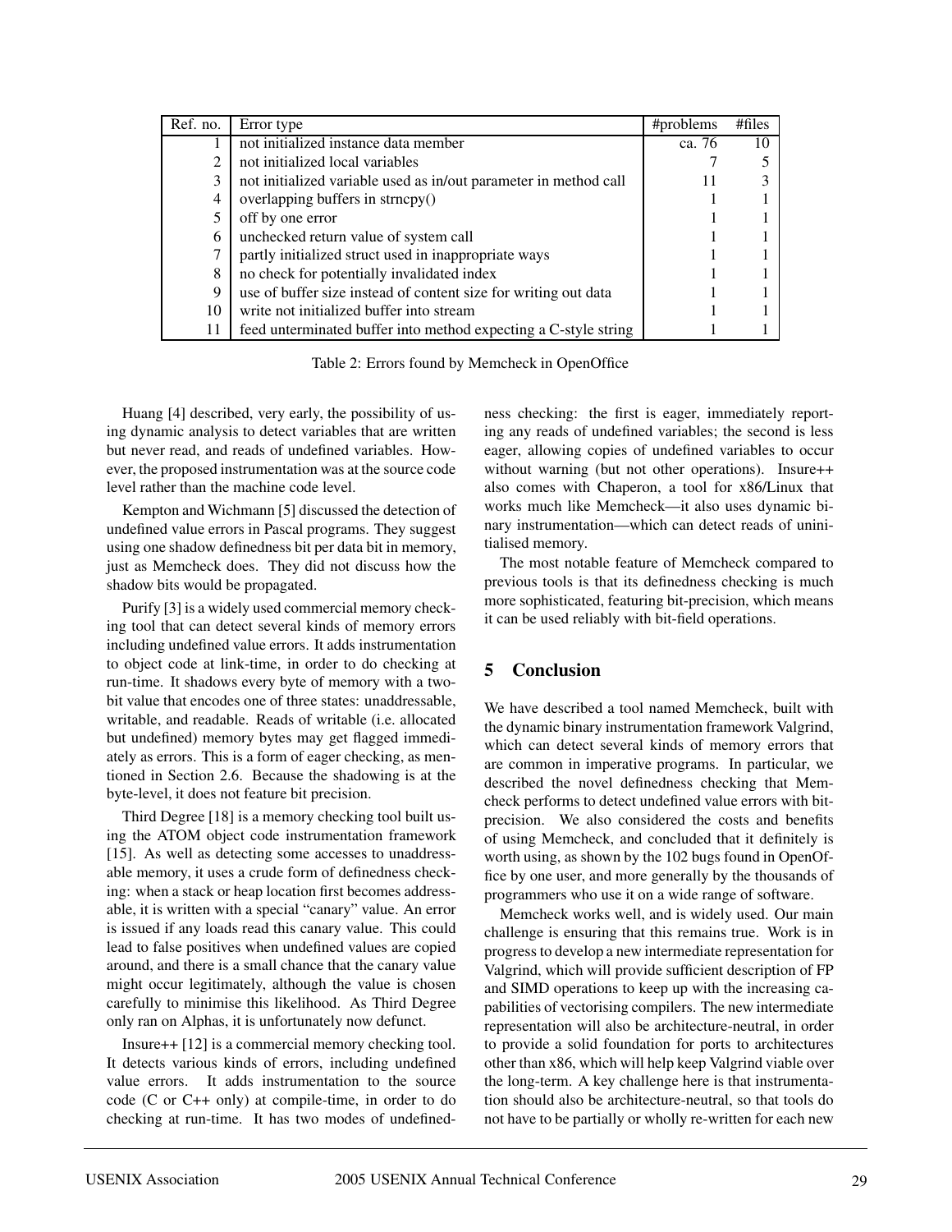| Ref. no. | Error type | #problems | #files |
|---|---|---|---|
| 1 | not initialized instance data member | ca. 76 | 10 |
| 2 | not initialized local variables | 7 | 5 |
| 3 | not initialized variable used as in/out parameter in method call | 11 | 3 |
| 4 | overlapping buffers in strncpy() | 1 | 1 |
| 5 | off by one error | 1 | 1 |
| 6 | unchecked return value of system call | 1 | 1 |
| 7 | partly initialized struct used in inappropriate ways | 1 | 1 |
| 8 | no check for potentially invalidated index | 1 | 1 |
| 9 | use of buffer size instead of content size for writing out data | 1 | 1 |
| 10 | write not initialized buffer into stream | 1 | 1 |
| 11 | feed unterminated buffer into method expecting a C-style string | 1 | 1 |

Table 2: Errors found by Memcheck in OpenOffice

Huang [4] described, very early, the possibility of using dynamic analysis to detect variables that are written but never read, and reads of undefined variables. However, the proposed instrumentation was at the source code level rather than the machine code level.

Kempton and Wichmann [5] discussed the detection of undefined value errors in Pascal programs. They suggest using one shadow definedness bit per data bit in memory, just as Memcheck does. They did not discuss how the shadow bits would be propagated.

Purify [3] is a widely used commercial memory checking tool that can detect several kinds of memory errors including undefined value errors. It adds instrumentation to object code at link-time, in order to do checking at run-time. It shadows every byte of memory with a two-bit value that encodes one of three states: unaddressable, writable, and readable. Reads of writable (i.e. allocated but undefined) memory bytes may get flagged immediately as errors. This is a form of eager checking, as mentioned in Section 2.6. Because the shadowing is at the byte-level, it does not feature bit precision.

Third Degree [18] is a memory checking tool built using the ATOM object code instrumentation framework [15]. As well as detecting some accesses to unaddressable memory, it uses a crude form of definedness checking: when a stack or heap location first becomes addressable, it is written with a special "canary" value. An error is issued if any loads read this canary value. This could lead to false positives when undefined values are copied around, and there is a small chance that the canary value might occur legitimately, although the value is chosen carefully to minimise this likelihood. As Third Degree only ran on Alphas, it is unfortunately now defunct.

Insure++ [12] is a commercial memory checking tool. It detects various kinds of errors, including undefined value errors. It adds instrumentation to the source code (C or C++ only) at compile-time, in order to do checking at run-time. It has two modes of undefinedness checking: the first is eager, immediately reporting any reads of undefined variables; the second is less eager, allowing copies of undefined variables to occur without warning (but not other operations). Insure++ also comes with Chaperon, a tool for x86/Linux that works much like Memcheck—it also uses dynamic binary instrumentation—which can detect reads of uninitialised memory.

The most notable feature of Memcheck compared to previous tools is that its definedness checking is much more sophisticated, featuring bit-precision, which means it can be used reliably with bit-field operations.

## 5 Conclusion

We have described a tool named Memcheck, built with the dynamic binary instrumentation framework Valgrind, which can detect several kinds of memory errors that are common in imperative programs. In particular, we described the novel definedness checking that Memcheck performs to detect undefined value errors with bit-precision. We also considered the costs and benefits of using Memcheck, and concluded that it definitely is worth using, as shown by the 102 bugs found in OpenOffice by one user, and more generally by the thousands of programmers who use it on a wide range of software.

Memcheck works well, and is widely used. Our main challenge is ensuring that this remains true. Work is in progress to develop a new intermediate representation for Valgrind, which will provide sufficient description of FP and SIMD operations to keep up with the increasing capabilities of vectorising compilers. The new intermediate representation will also be architecture-neutral, in order to provide a solid foundation for ports to architectures other than x86, which will help keep Valgrind viable over the long-term. A key challenge here is that instrumentation should also be architecture-neutral, so that tools do not have to be partially or wholly re-written for each new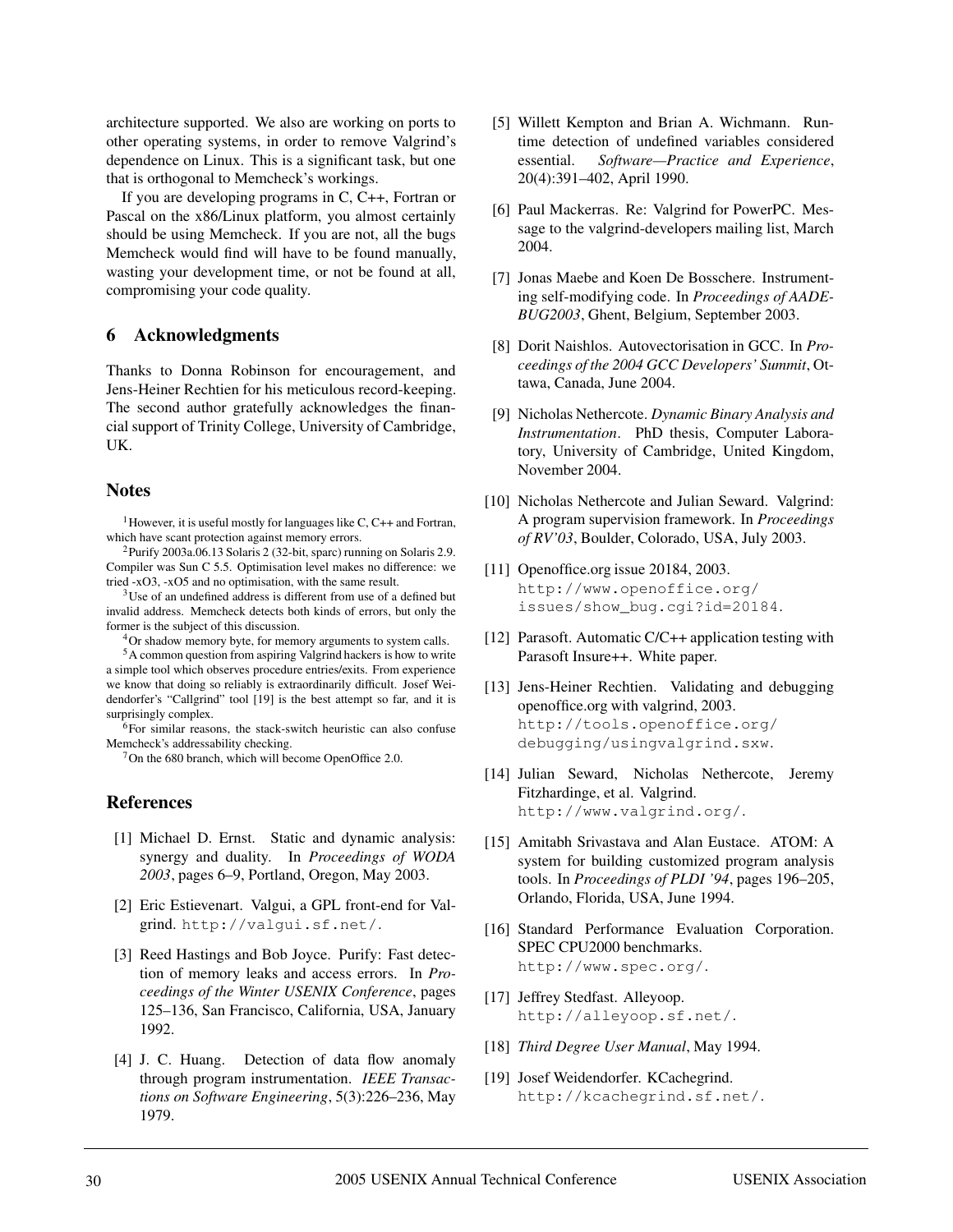architecture supported. We also are working on ports to other operating systems, in order to remove Valgrind's dependence on Linux. This is a significant task, but one that is orthogonal to Memcheck's workings.

If you are developing programs in C, C++, Fortran or Pascal on the x86/Linux platform, you almost certainly should be using Memcheck. If you are not, all the bugs Memcheck would find will have to be found manually, wasting your development time, or not be found at all, compromising your code quality.

## 6 Acknowledgments

Thanks to Donna Robinson for encouragement, and Jens-Heiner Rechtien for his meticulous record-keeping. The second author gratefully acknowledges the financial support of Trinity College, University of Cambridge, UK.

## Notes

[1] However, it is useful mostly for languages like C, C++ and Fortran, which have scant protection against memory errors.

[2] Purify 2003a.06.13 Solaris 2 (32-bit, sparc) running on Solaris 2.9. Compiler was Sun C 5.5. Optimisation level makes no difference: we tried -xO3, -xO5 and no optimisation, with the same result.

[3] Use of an undefined address is different from use of a defined but invalid address. Memcheck detects both kinds of errors, but only the former is the subject of this discussion.

[4] Or shadow memory byte, for memory arguments to system calls.

[5] A common question from aspiring Valgrind hackers is how to write a simple tool which observes procedure entries/exits. From experience we know that doing so reliably is extraordinarily difficult. Josef Weidendorfer's "Callgrind" tool [19] is the best attempt so far, and it is surprisingly complex.

[6] For similar reasons, the stack-switch heuristic can also confuse Memcheck's addressability checking.

[7] On the 680 branch, which will become OpenOffice 2.0.

## References

[1] Michael D. Ernst. Static and dynamic analysis: synergy and duality. In *Proceedings of WODA 2003*, pages 6–9, Portland, Oregon, May 2003.

[2] Eric Estievenart. Valgui, a GPL front-end for Valgrind. `http://valgui.sf.net/`.

[3] Reed Hastings and Bob Joyce. Purify: Fast detection of memory leaks and access errors. In *Proceedings of the Winter USENIX Conference*, pages 125–136, San Francisco, California, USA, January 1992.

[4] J. C. Huang. Detection of data flow anomaly through program instrumentation. *IEEE Transactions on Software Engineering*, 5(3):226–236, May 1979.

[5] Willett Kempton and Brian A. Wichmann. Runtime detection of undefined variables considered essential. *Software—Practice and Experience*, 20(4):391–402, April 1990.

[6] Paul Mackerras. Re: Valgrind for PowerPC. Message to the valgrind-developers mailing list, March 2004.

[7] Jonas Maebe and Koen De Bosschere. Instrumenting self-modifying code. In *Proceedings of AADEBUG2003*, Ghent, Belgium, September 2003.

[8] Dorit Naishlos. Autovectorisation in GCC. In *Proceedings of the 2004 GCC Developers' Summit*, Ottawa, Canada, June 2004.

[9] Nicholas Nethercote. *Dynamic Binary Analysis and Instrumentation*. PhD thesis, Computer Laboratory, University of Cambridge, United Kingdom, November 2004.

[10] Nicholas Nethercote and Julian Seward. Valgrind: A program supervision framework. In *Proceedings of RV'03*, Boulder, Colorado, USA, July 2003.

[11] Openoffice.org issue 20184, 2003. `http://www.openoffice.org/issues/show_bug.cgi?id=20184`.

[12] Parasoft. Automatic C/C++ application testing with Parasoft Insure++. White paper.

[13] Jens-Heiner Rechtien. Validating and debugging openoffice.org with valgrind, 2003. `http://tools.openoffice.org/debugging/usingvalgrind.sxw`.

[14] Julian Seward, Nicholas Nethercote, Jeremy Fitzhardinge, et al. Valgrind. `http://www.valgrind.org/`.

[15] Amitabh Srivastava and Alan Eustace. ATOM: A system for building customized program analysis tools. In *Proceedings of PLDI '94*, pages 196–205, Orlando, Florida, USA, June 1994.

[16] Standard Performance Evaluation Corporation. SPEC CPU2000 benchmarks. `http://www.spec.org/`.

[17] Jeffrey Stedfast. Alleyoop. `http://alleyoop.sf.net/`.

[18] *Third Degree User Manual*, May 1994.

[19] Josef Weidendorfer. KCachegrind. `http://kcachegrind.sf.net/`.